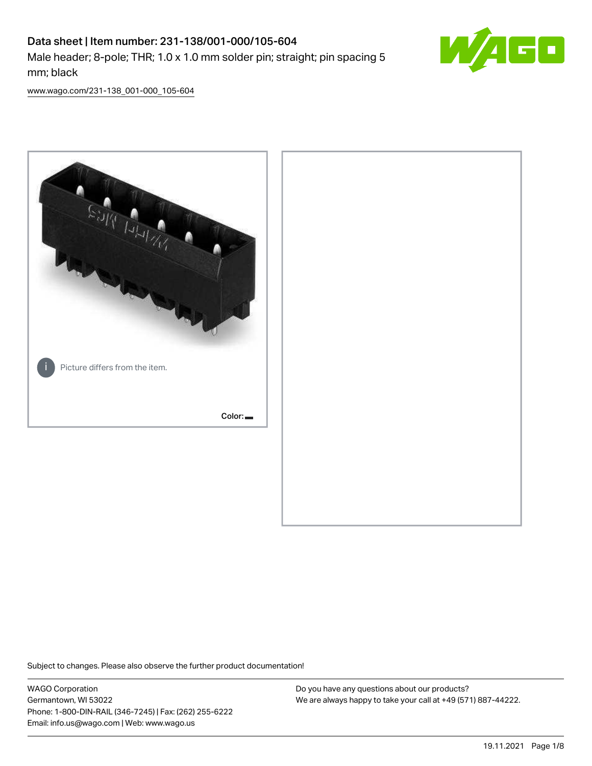# Data sheet | Item number: 231-138/001-000/105-604

Male header; 8-pole; THR; 1.0 x 1.0 mm solder pin; straight; pin spacing 5 mm; black

www.wago.com/231-138_001-000_105-604

Picture differs from the item.

Color:

Subject to changes. Please also observe the further product documentation!

WAGO Corporation
Germantown, WI 53022
Phone: 1-800-DIN-RAIL (346-7245) | Fax: (262) 255-6222
Email: info.us@wago.com | Web: www.wago.us

Do you have any questions about our products?
We are always happy to take your call at +49 (571) 887-44222.

19.11.2021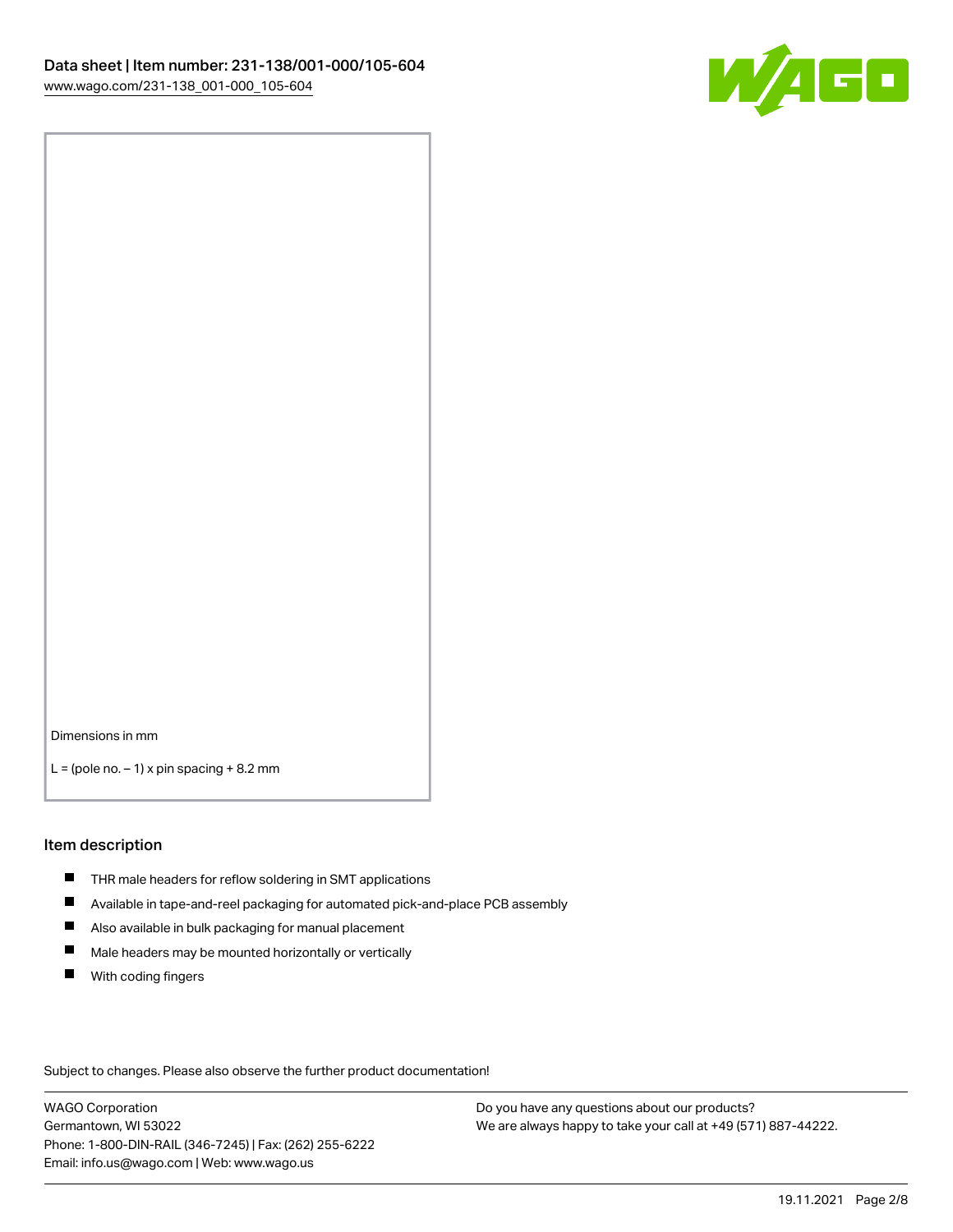Dimensions in mm

L = (pole no. – 1) x pin spacing + 8.2 mm

## Item description

- THR male headers for reflow soldering in SMT applications
- Available in tape-and-reel packaging for automated pick-and-place PCB assembly
- Also available in bulk packaging for manual placement
- Male headers may be mounted horizontally or vertically
- With coding fingers

Subject to changes. Please also observe the further product documentation!

WAGO Corporation
Germantown, WI 53022
Phone: 1-800-DIN-RAIL (346-7245) | Fax: (262) 255-6222
Email: info.us@wago.com | Web: www.wago.us

Do you have any questions about our products?
We are always happy to take your call at +49 (571) 887-44222.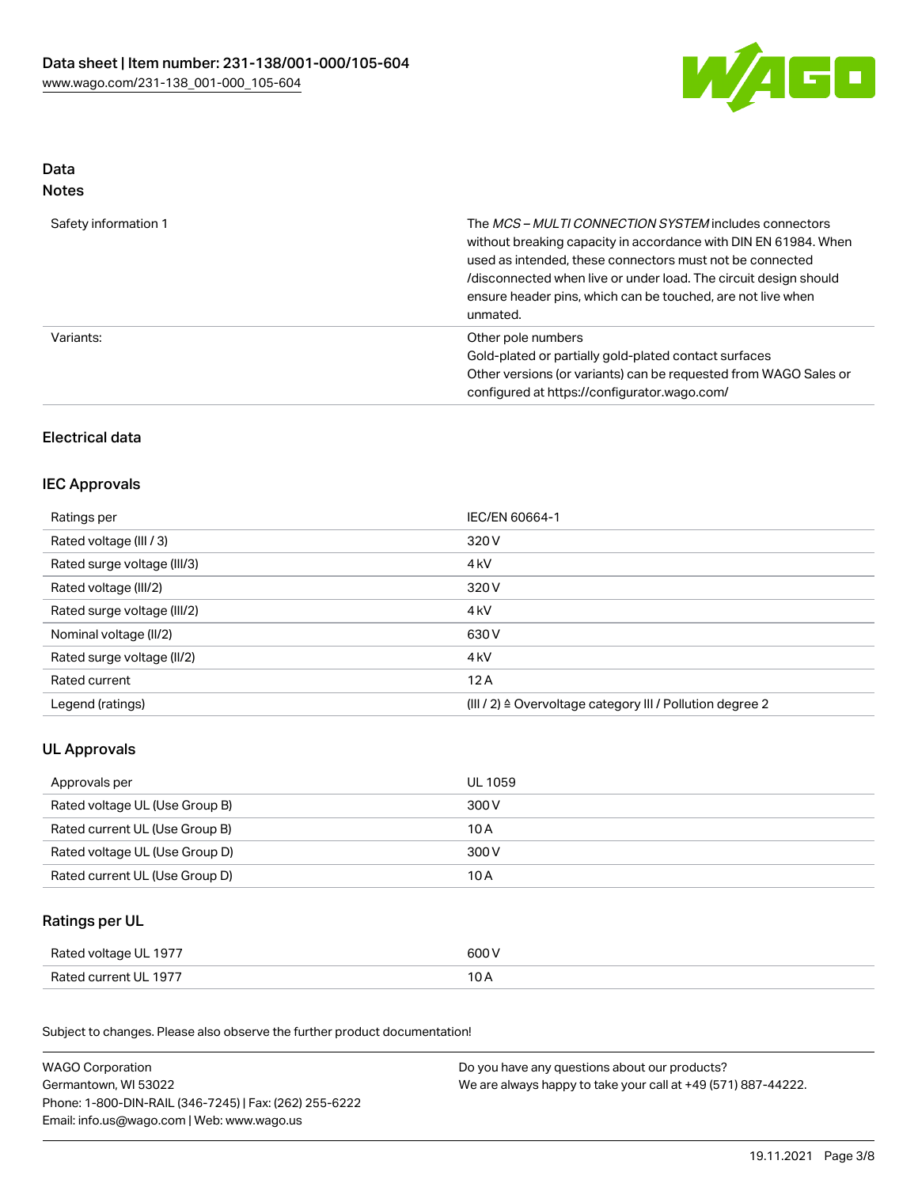## Data
### Notes

| | |
|---|---|
| Safety information 1 | The *MCS – MULTI CONNECTION SYSTEM* includes connectors without breaking capacity in accordance with DIN EN 61984. When used as intended, these connectors must not be connected /disconnected when live or under load. The circuit design should ensure header pins, which can be touched, are not live when unmated. |
| Variants: | Other pole numbers<br>Gold-plated or partially gold-plated contact surfaces<br>Other versions (or variants) can be requested from WAGO Sales or configured at https://configurator.wago.com/ |

## Electrical data

### IEC Approvals

| | |
|---|---|
| Ratings per | IEC/EN 60664-1 |
| Rated voltage (III / 3) | 320 V |
| Rated surge voltage (III/3) | 4 kV |
| Rated voltage (III/2) | 320 V |
| Rated surge voltage (III/2) | 4 kV |
| Nominal voltage (II/2) | 630 V |
| Rated surge voltage (II/2) | 4 kV |
| Rated current | 12 A |
| Legend (ratings) | (III / 2) ≙ Overvoltage category III / Pollution degree 2 |

### UL Approvals

| | |
|---|---|
| Approvals per | UL 1059 |
| Rated voltage UL (Use Group B) | 300 V |
| Rated current UL (Use Group B) | 10 A |
| Rated voltage UL (Use Group D) | 300 V |
| Rated current UL (Use Group D) | 10 A |

### Ratings per UL

| | |
|---|---|
| Rated voltage UL 1977 | 600 V |
| Rated current UL 1977 | 10 A |

Subject to changes. Please also observe the further product documentation!

WAGO Corporation
Germantown, WI 53022
Phone: 1-800-DIN-RAIL (346-7245) | Fax: (262) 255-6222
Email: info.us@wago.com | Web: www.wago.us

Do you have any questions about our products?
We are always happy to take your call at +49 (571) 887-44222.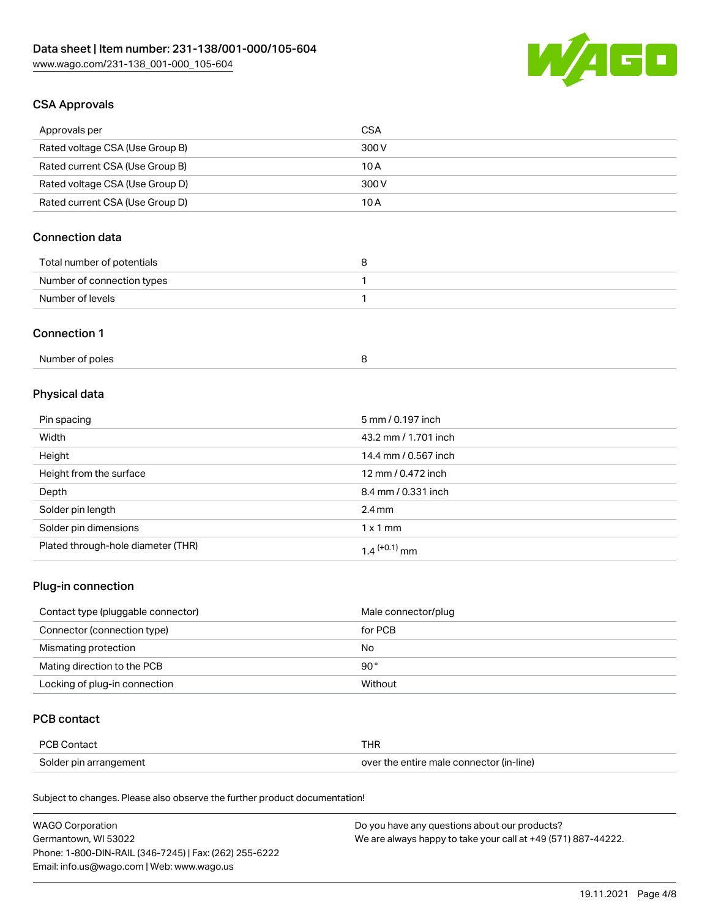## CSA Approvals

| | |
|---|---|
| Approvals per | CSA |
| Rated voltage CSA (Use Group B) | 300 V |
| Rated current CSA (Use Group B) | 10 A |
| Rated voltage CSA (Use Group D) | 300 V |
| Rated current CSA (Use Group D) | 10 A |

## Connection data

| | |
|---|---|
| Total number of potentials | 8 |
| Number of connection types | 1 |
| Number of levels | 1 |

## Connection 1

| | |
|---|---|
| Number of poles | 8 |

## Physical data

| | |
|---|---|
| Pin spacing | 5 mm / 0.197 inch |
| Width | 43.2 mm / 1.701 inch |
| Height | 14.4 mm / 0.567 inch |
| Height from the surface | 12 mm / 0.472 inch |
| Depth | 8.4 mm / 0.331 inch |
| Solder pin length | 2.4 mm |
| Solder pin dimensions | 1 x 1 mm |
| Plated through-hole diameter (THR) | $1.4^{(+0.1)}$ mm |

## Plug-in connection

| | |
|---|---|
| Contact type (pluggable connector) | Male connector/plug |
| Connector (connection type) | for PCB |
| Mismating protection | No |
| Mating direction to the PCB | 90 ° |
| Locking of plug-in connection | Without |

## PCB contact

| | |
|---|---|
| PCB Contact | THR |
| Solder pin arrangement | over the entire male connector (in-line) |

Subject to changes. Please also observe the further product documentation!

WAGO Corporation
Germantown, WI 53022
Phone: 1-800-DIN-RAIL (346-7245) | Fax: (262) 255-6222
Email: info.us@wago.com | Web: www.wago.us

Do you have any questions about our products?
We are always happy to take your call at +49 (571) 887-44222.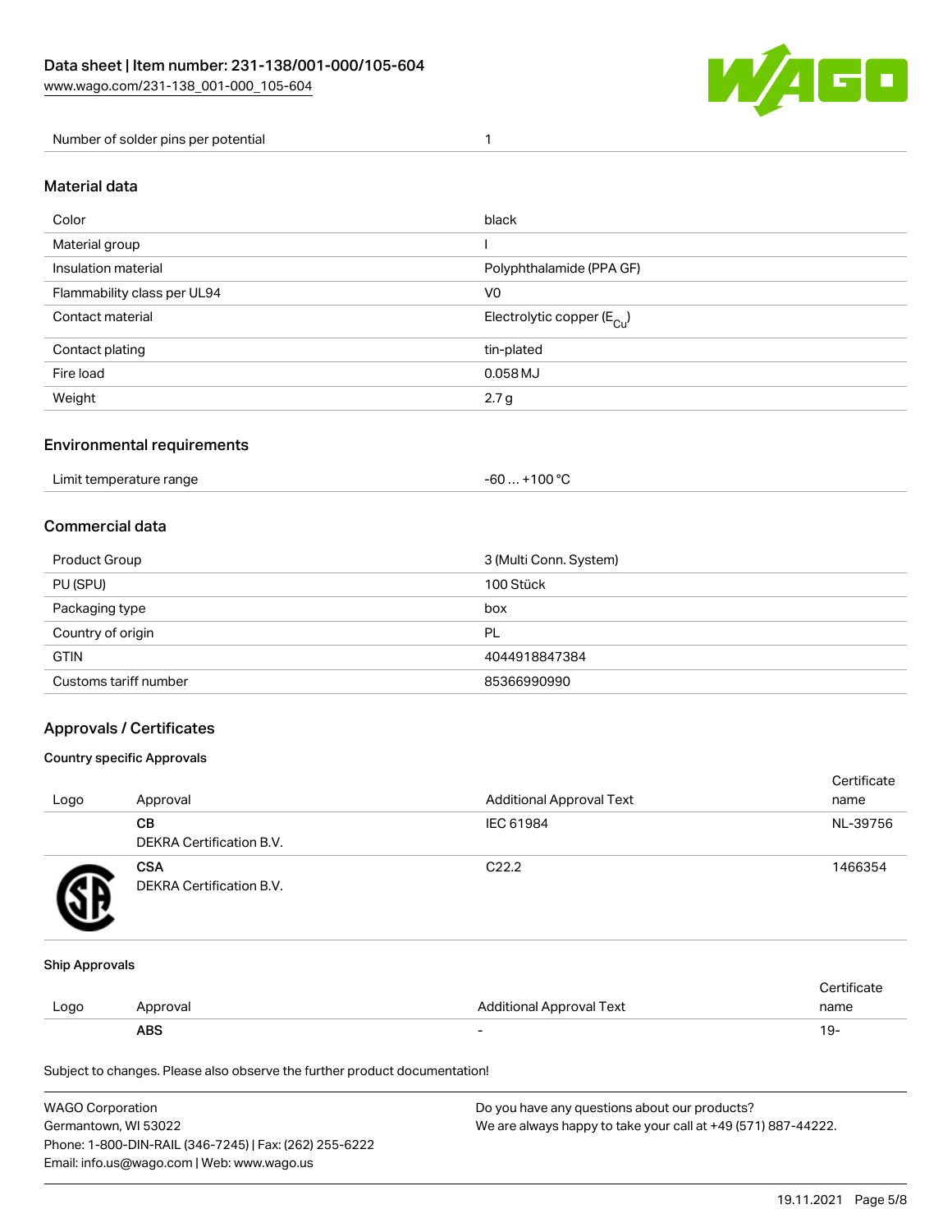| Number of solder pins per potential | 1 |
| --- | --- |

## Material data

| Color | black |
| --- | --- |
| Material group | I |
| Insulation material | Polyphthalamide (PPA GF) |
| Flammability class per UL94 | V0 |
| Contact material | Electrolytic copper ($E_{Cu}$) |
| Contact plating | tin-plated |
| Fire load | 0.058 MJ |
| Weight | 2.7 g |

## Environmental requirements

| Limit temperature range | -60 … +100 °C |
| --- | --- |

## Commercial data

| Product Group | 3 (Multi Conn. System) |
| --- | --- |
| PU (SPU) | 100 Stück |
| Packaging type | box |
| Country of origin | PL |
| GTIN | 4044918847384 |
| Customs tariff number | 85366990990 |

## Approvals / Certificates

### Country specific Approvals

| Logo | Approval | Additional Approval Text | Certificate name |
| --- | --- | --- | --- |
| | **CB** DEKRA Certification B.V. | IEC 61984 | NL-39756 |
| | **CSA** DEKRA Certification B.V. | C22.2 | 1466354 |

### Ship Approvals

| Logo | Approval | Additional Approval Text | Certificate name |
| --- | --- | --- | --- |
| | **ABS** | - | 19- |

Subject to changes. Please also observe the further product documentation!

WAGO Corporation
Germantown, WI 53022
Phone: 1-800-DIN-RAIL (346-7245) | Fax: (262) 255-6222
Email: info.us@wago.com | Web: www.wago.us

Do you have any questions about our products?
We are always happy to take your call at +49 (571) 887-44222.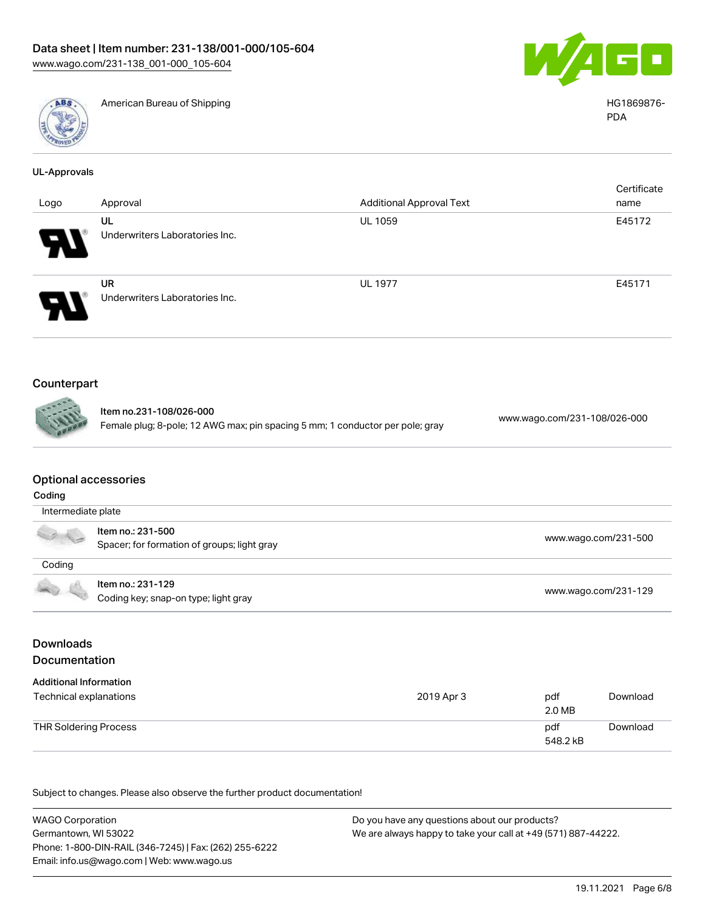| | | |
|---|---|---|
| | American Bureau of Shipping | HG1869876-PDA |

### UL-Approvals

| Logo | Approval | Additional Approval Text | Certificate name |
|---|---|---|---|
| | UL<br>Underwriters Laboratories Inc. | UL 1059 | E45172 |
| | UR<br>Underwriters Laboratories Inc. | UL 1977 | E45171 |

## Counterpart

| | | |
|---|---|---|
| | Item no.231-108/026-000<br>Female plug; 8-pole; 12 AWG max; pin spacing 5 mm; 1 conductor per pole; gray | www.wago.com/231-108/026-000 |

## Optional accessories

### Coding

Intermediate plate

| | | |
|---|---|---|
| | Item no.: 231-500<br>Spacer; for formation of groups; light gray | www.wago.com/231-500 |

Coding

| | | |
|---|---|---|
| | Item no.: 231-129<br>Coding key; snap-on type; light gray | www.wago.com/231-129 |

## Downloads

## Documentation

### Additional Information

| | | | |
|---|---|---|---|
| Technical explanations | 2019 Apr 3 | pdf<br>2.0 MB | Download |
| THR Soldering Process | | pdf<br>548.2 kB | Download |

Subject to changes. Please also observe the further product documentation!

WAGO Corporation
Germantown, WI 53022
Phone: 1-800-DIN-RAIL (346-7245) | Fax: (262) 255-6222
Email: info.us@wago.com | Web: www.wago.us

Do you have any questions about our products?
We are always happy to take your call at +49 (571) 887-44222.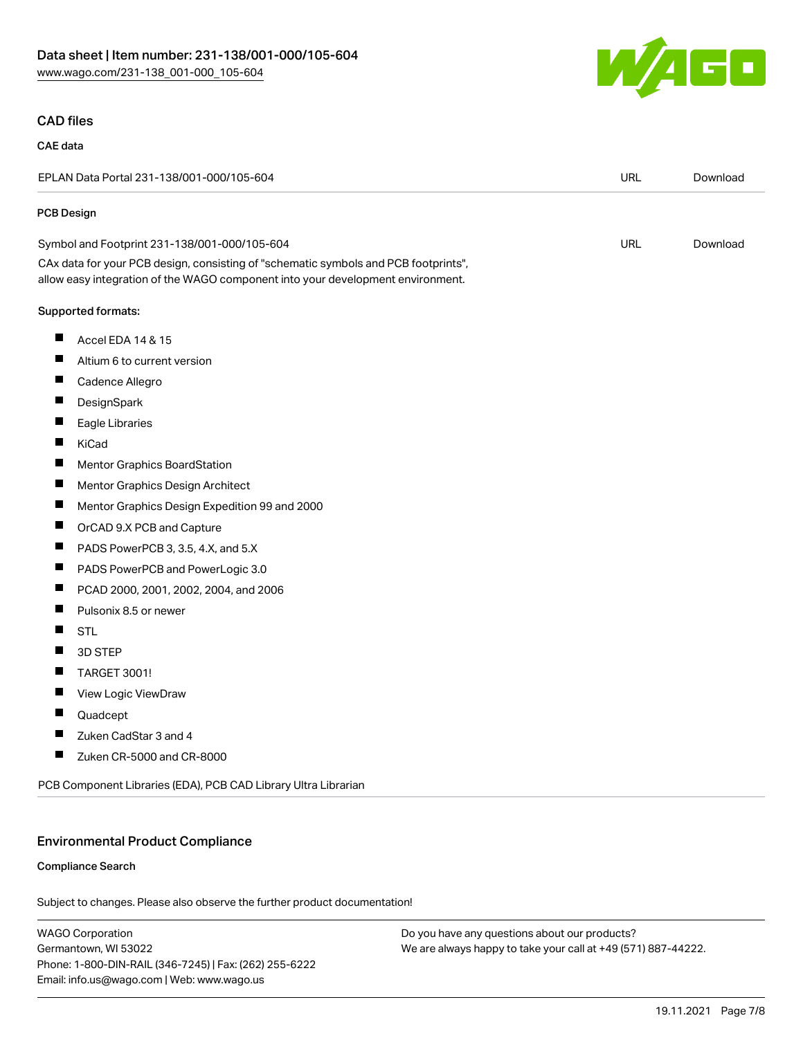## CAD files

### CAE data

| EPLAN Data Portal 231-138/001-000/105-604 | URL | Download |
|---|---|---|

### PCB Design

| Symbol and Footprint 231-138/001-000/105-604 | URL | Download |
|---|---|---|

CAx data for your PCB design, consisting of "schematic symbols and PCB footprints", allow easy integration of the WAGO component into your development environment.

Supported formats:

- Accel EDA 14 & 15
- Altium 6 to current version
- Cadence Allegro
- DesignSpark
- Eagle Libraries
- KiCad
- Mentor Graphics BoardStation
- Mentor Graphics Design Architect
- Mentor Graphics Design Expedition 99 and 2000
- OrCAD 9.X PCB and Capture
- PADS PowerPCB 3, 3.5, 4.X, and 5.X
- PADS PowerPCB and PowerLogic 3.0
- PCAD 2000, 2001, 2002, 2004, and 2006
- Pulsonix 8.5 or newer
- STL
- 3D STEP
- TARGET 3001!
- View Logic ViewDraw
- Quadcept
- Zuken CadStar 3 and 4
- Zuken CR-5000 and CR-8000

PCB Component Libraries (EDA), PCB CAD Library Ultra Librarian

## Environmental Product Compliance

### Compliance Search

Subject to changes. Please also observe the further product documentation!

WAGO Corporation
Germantown, WI 53022
Phone: 1-800-DIN-RAIL (346-7245) | Fax: (262) 255-6222
Email: info.us@wago.com | Web: www.wago.us

Do you have any questions about our products?
We are always happy to take your call at +49 (571) 887-44222.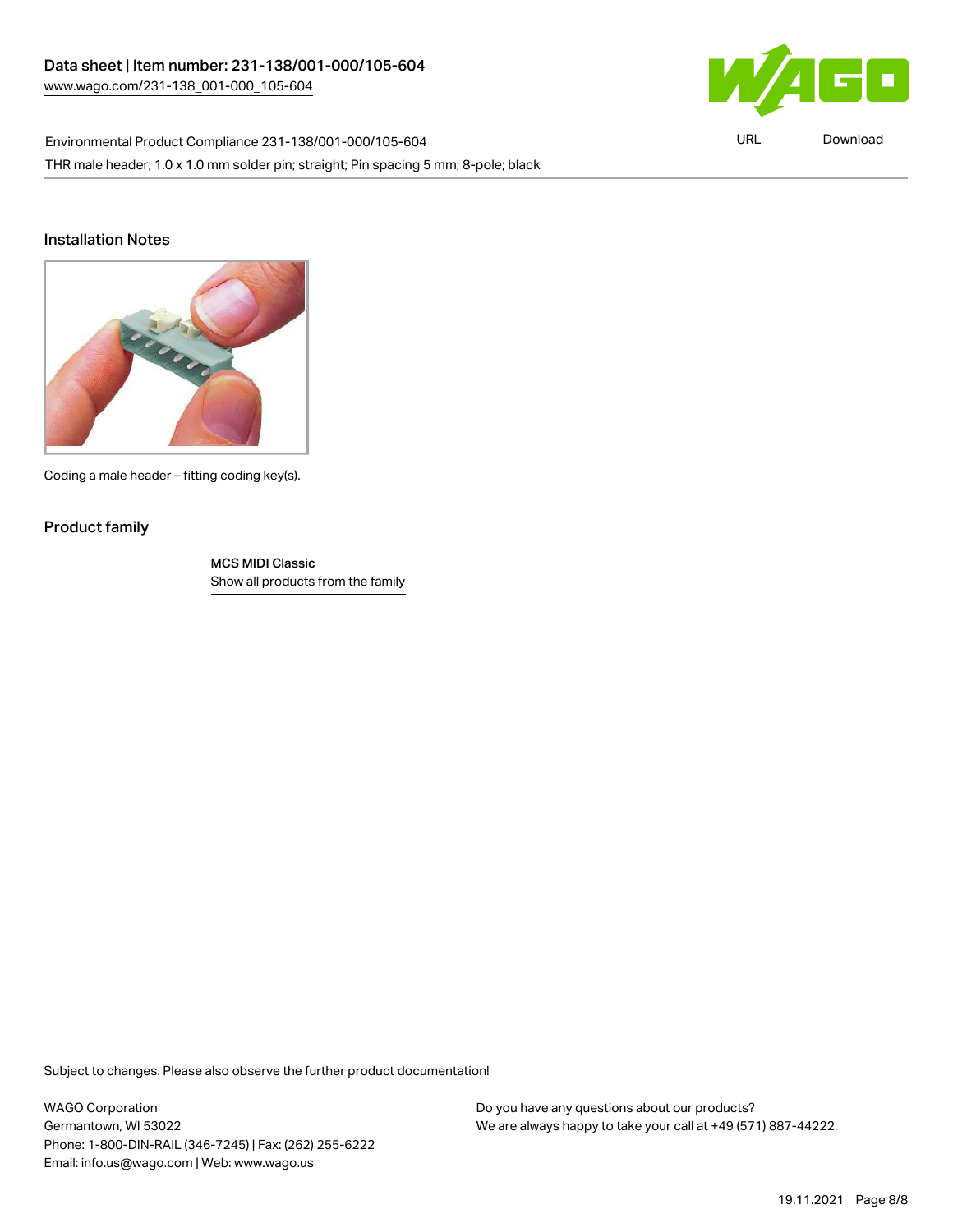## Installation Notes

Coding a male header – fitting coding key(s).

## Product family

MCS MIDI Classic
Show all products from the family

Subject to changes. Please also observe the further product documentation!

WAGO Corporation
Germantown, WI 53022
Phone: 1-800-DIN-RAIL (346-7245) | Fax: (262) 255-6222
Email: info.us@wago.com | Web: www.wago.us

Do you have any questions about our products?
We are always happy to take your call at +49 (571) 887-44222.